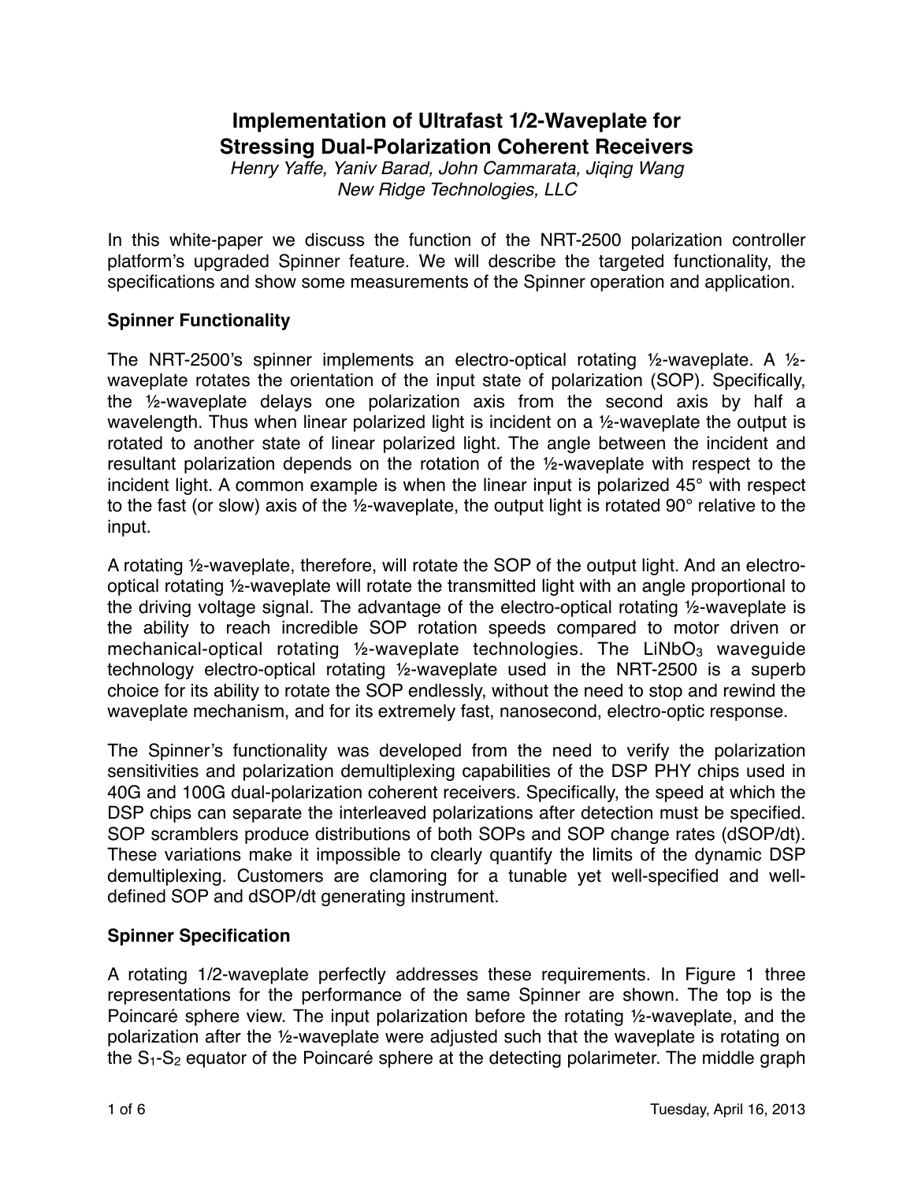# Implementation of Ultrafast 1/2-Waveplate for Stressing Dual-Polarization Coherent Receivers

*Henry Yaffe, Yaniv Barad, John Cammarata, Jiqing Wang*
*New Ridge Technologies, LLC*

In this white-paper we discuss the function of the NRT-2500 polarization controller platform's upgraded Spinner feature. We will describe the targeted functionality, the specifications and show some measurements of the Spinner operation and application.

## Spinner Functionality

The NRT-2500's spinner implements an electro-optical rotating ½-waveplate. A ½-waveplate rotates the orientation of the input state of polarization (SOP). Specifically, the ½-waveplate delays one polarization axis from the second axis by half a wavelength. Thus when linear polarized light is incident on a ½-waveplate the output is rotated to another state of linear polarized light. The angle between the incident and resultant polarization depends on the rotation of the ½-waveplate with respect to the incident light. A common example is when the linear input is polarized 45° with respect to the fast (or slow) axis of the ½-waveplate, the output light is rotated 90° relative to the input.

A rotating ½-waveplate, therefore, will rotate the SOP of the output light. And an electro-optical rotating ½-waveplate will rotate the transmitted light with an angle proportional to the driving voltage signal. The advantage of the electro-optical rotating ½-waveplate is the ability to reach incredible SOP rotation speeds compared to motor driven or mechanical-optical rotating ½-waveplate technologies. The $LiNbO_3$ waveguide technology electro-optical rotating ½-waveplate used in the NRT-2500 is a superb choice for its ability to rotate the SOP endlessly, without the need to stop and rewind the waveplate mechanism, and for its extremely fast, nanosecond, electro-optic response.

The Spinner's functionality was developed from the need to verify the polarization sensitivities and polarization demultiplexing capabilities of the DSP PHY chips used in 40G and 100G dual-polarization coherent receivers. Specifically, the speed at which the DSP chips can separate the interleaved polarizations after detection must be specified. SOP scramblers produce distributions of both SOPs and SOP change rates (dSOP/dt). These variations make it impossible to clearly quantify the limits of the dynamic DSP demultiplexing. Customers are clamoring for a tunable yet well-specified and well-defined SOP and dSOP/dt generating instrument.

## Spinner Specification

A rotating 1/2-waveplate perfectly addresses these requirements. In Figure 1 three representations for the performance of the same Spinner are shown. The top is the Poincaré sphere view. The input polarization before the rotating ½-waveplate, and the polarization after the ½-waveplate were adjusted such that the waveplate is rotating on the $S_1$-$S_2$ equator of the Poincaré sphere at the detecting polarimeter. The middle graph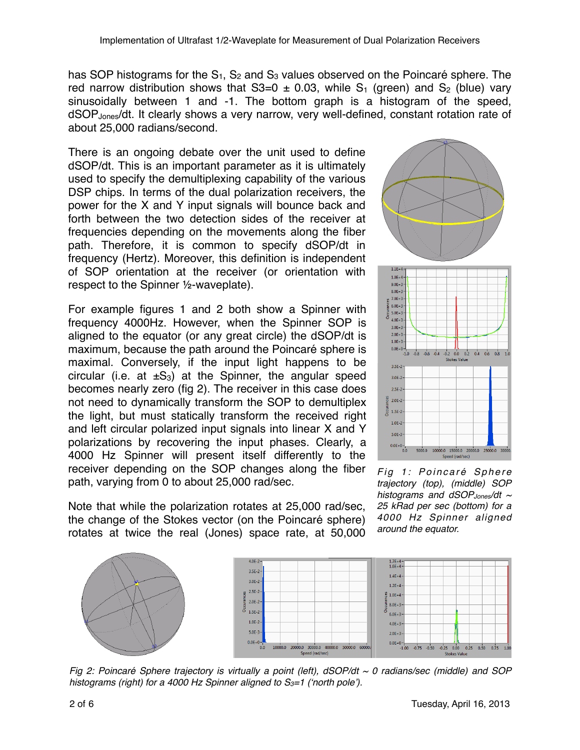has SOP histograms for the $S_1$, $S_2$ and $S_3$ values observed on the Poincaré sphere. The red narrow distribution shows that S3=0 ± 0.03, while $S_1$ (green) and $S_2$ (blue) vary sinusoidally between 1 and -1. The bottom graph is a histogram of the speed, $dSOP_{Jones}/dt$. It clearly shows a very narrow, very well-defined, constant rotation rate of about 25,000 radians/second.

There is an ongoing debate over the unit used to define dSOP/dt. This is an important parameter as it is ultimately used to specify the demultiplexing capability of the various DSP chips. In terms of the dual polarization receivers, the power for the X and Y input signals will bounce back and forth between the two detection sides of the receiver at frequencies depending on the movements along the fiber path. Therefore, it is common to specify dSOP/dt in frequency (Hertz). Moreover, this definition is independent of SOP orientation at the receiver (or orientation with respect to the Spinner ½-waveplate).

For example figures 1 and 2 both show a Spinner with frequency 4000Hz. However, when the Spinner SOP is aligned to the equator (or any great circle) the dSOP/dt is maximum, because the path around the Poincaré sphere is maximal. Conversely, if the input light happens to be circular (i.e. at $\pm S_3$) at the Spinner, the angular speed becomes nearly zero (fig 2). The receiver in this case does not need to dynamically transform the SOP to demultiplex the light, but must statically transform the received right and left circular polarized input signals into linear X and Y polarizations by recovering the input phases. Clearly, a 4000 Hz Spinner will present itself differently to the receiver depending on the SOP changes along the fiber path, varying from 0 to about 25,000 rad/sec.

*Fig 1: Poincaré Sphere trajectory (top), (middle) SOP histograms and $dSOP_{Jones}/dt$ ~ 25 kRad per sec (bottom) for a 4000 Hz Spinner aligned around the equator.*

Note that while the polarization rotates at 25,000 rad/sec, the change of the Stokes vector (on the Poincaré sphere) rotates at twice the real (Jones) space rate, at 50,000

*Fig 2: Poincaré Sphere trajectory is virtually a point (left), dSOP/dt ~ 0 radians/sec (middle) and SOP histograms (right) for a 4000 Hz Spinner aligned to $S_3$=1 ('north pole').*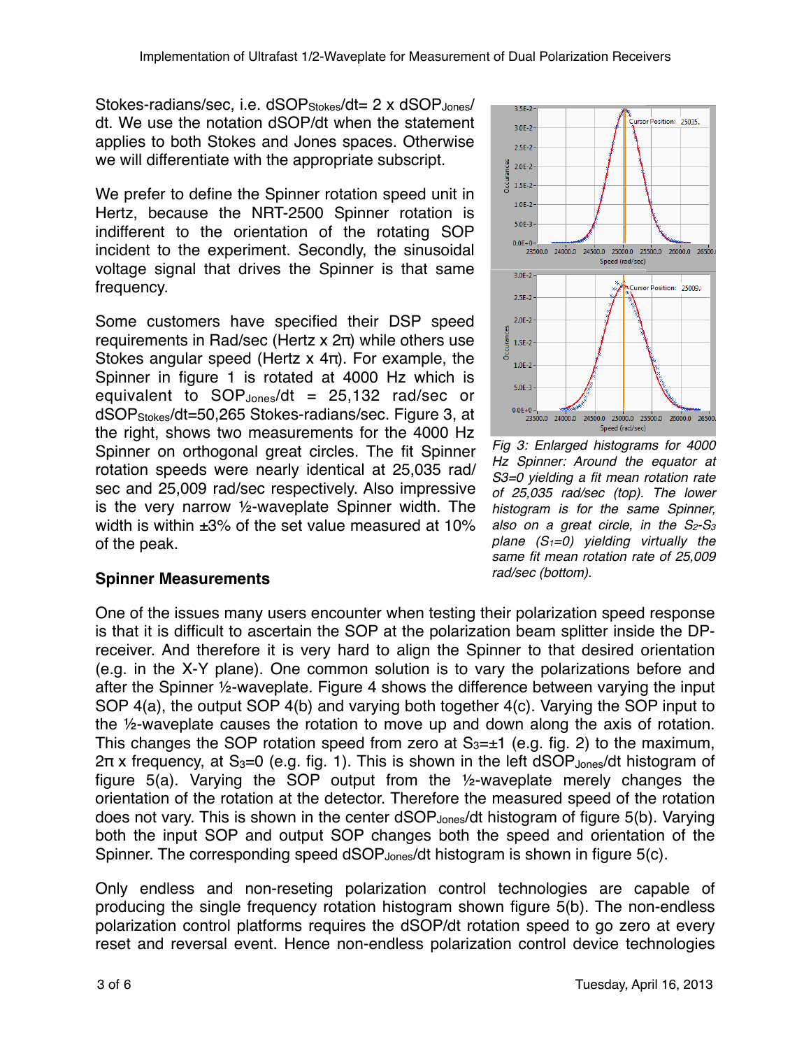Stokes-radians/sec, i.e. $dSOP_{Stokes}/dt = 2 \times dSOP_{Jones}/dt$. We use the notation dSOP/dt when the statement applies to both Stokes and Jones spaces. Otherwise we will differentiate with the appropriate subscript.

We prefer to define the Spinner rotation speed unit in Hertz, because the NRT-2500 Spinner rotation is indifferent to the orientation of the rotating SOP incident to the experiment. Secondly, the sinusoidal voltage signal that drives the Spinner is that same frequency.

Some customers have specified their DSP speed requirements in Rad/sec (Hertz x 2π) while others use Stokes angular speed (Hertz x 4π). For example, the Spinner in figure 1 is rotated at 4000 Hz which is equivalent to $SOP_{Jones}/dt$ = 25,132 rad/sec or $dSOP_{Stokes}/dt$=50,265 Stokes-radians/sec. Figure 3, at the right, shows two measurements for the 4000 Hz Spinner on orthogonal great circles. The fit Spinner rotation speeds were nearly identical at 25,035 rad/sec and 25,009 rad/sec respectively. Also impressive is the very narrow ½-waveplate Spinner width. The width is within ±3% of the set value measured at 10% of the peak.

*Fig 3: Enlarged histograms for 4000 Hz Spinner: Around the equator at $S_3$=0 yielding a fit mean rotation rate of 25,035 rad/sec (top). The lower histogram is for the same Spinner, also on a great circle, in the $S_2$-$S_3$ plane ($S_1$=0) yielding virtually the same fit mean rotation rate of 25,009 rad/sec (bottom).*

### Spinner Measurements

One of the issues many users encounter when testing their polarization speed response is that it is difficult to ascertain the SOP at the polarization beam splitter inside the DP-receiver. And therefore it is very hard to align the Spinner to that desired orientation (e.g. in the X-Y plane). One common solution is to vary the polarizations before and after the Spinner ½-waveplate. Figure 4 shows the difference between varying the input SOP 4(a), the output SOP 4(b) and varying both together 4(c). Varying the SOP input to the ½-waveplate causes the rotation to move up and down along the axis of rotation. This changes the SOP rotation speed from zero at $S_3$=±1 (e.g. fig. 2) to the maximum, 2π x frequency, at $S_3$=0 (e.g. fig. 1). This is shown in the left $dSOP_{Jones}/dt$ histogram of figure 5(a). Varying the SOP output from the ½-waveplate merely changes the orientation of the rotation at the detector. Therefore the measured speed of the rotation does not vary. This is shown in the center $dSOP_{Jones}/dt$ histogram of figure 5(b). Varying both the input SOP and output SOP changes both the speed and orientation of the Spinner. The corresponding speed $dSOP_{Jones}/dt$ histogram is shown in figure 5(c).

Only endless and non-reseting polarization control technologies are capable of producing the single frequency rotation histogram shown figure 5(b). The non-endless polarization control platforms requires the dSOP/dt rotation speed to go zero at every reset and reversal event. Hence non-endless polarization control device technologies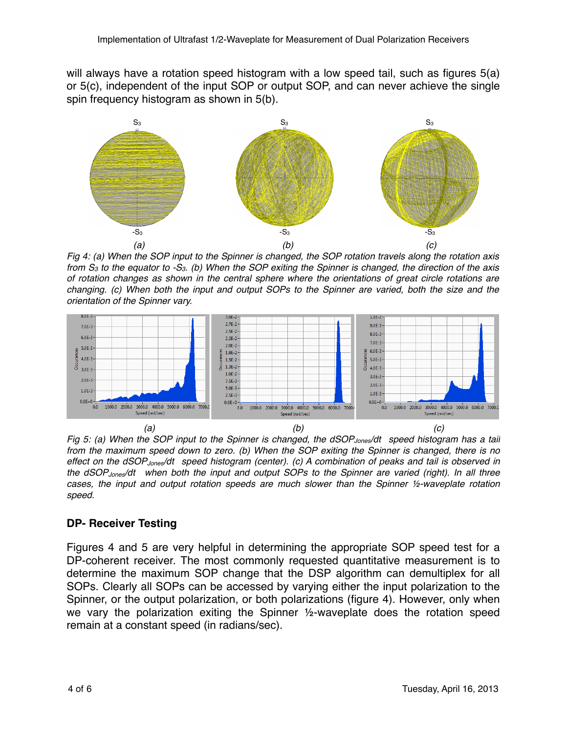will always have a rotation speed histogram with a low speed tail, such as figures 5(a) or 5(c), independent of the input SOP or output SOP, and can never achieve the single spin frequency histogram as shown in 5(b).

*Fig 4: (a) When the SOP input to the Spinner is changed, the SOP rotation travels along the rotation axis from $S_3$ to the equator to $-S_3$. (b) When the SOP exiting the Spinner is changed, the direction of the axis of rotation changes as shown in the central sphere where the orientations of great circle rotations are changing. (c) When both the input and output SOPs to the Spinner are varied, both the size and the orientation of the Spinner vary.*

*Fig 5: (a) When the SOP input to the Spinner is changed, the $dSOP_{Jones}/dt$ speed histogram has a tail from the maximum speed down to zero. (b) When the SOP exiting the Spinner is changed, there is no effect on the $dSOP_{Jones}/dt$ speed histogram (center). (c) A combination of peaks and tail is observed in the $dSOP_{Jones}/dt$ when both the input and output SOPs to the Spinner are varied (right). In all three cases, the input and output rotation speeds are much slower than the Spinner ½-waveplate rotation speed.*

## DP- Receiver Testing

Figures 4 and 5 are very helpful in determining the appropriate SOP speed test for a DP-coherent receiver. The most commonly requested quantitative measurement is to determine the maximum SOP change that the DSP algorithm can demultiplex for all SOPs. Clearly all SOPs can be accessed by varying either the input polarization to the Spinner, or the output polarization, or both polarizations (figure 4). However, only when we vary the polarization exiting the Spinner ½-waveplate does the rotation speed remain at a constant speed (in radians/sec).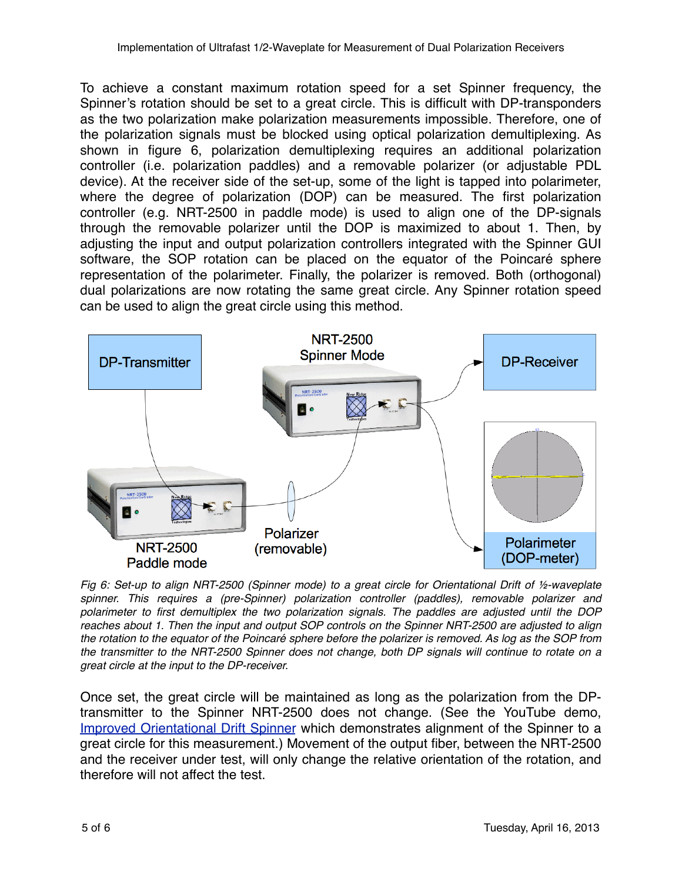To achieve a constant maximum rotation speed for a set Spinner frequency, the Spinner's rotation should be set to a great circle. This is difficult with DP-transponders as the two polarization make polarization measurements impossible. Therefore, one of the polarization signals must be blocked using optical polarization demultiplexing. As shown in figure 6, polarization demultiplexing requires an additional polarization controller (i.e. polarization paddles) and a removable polarizer (or adjustable PDL device). At the receiver side of the set-up, some of the light is tapped into polarimeter, where the degree of polarization (DOP) can be measured. The first polarization controller (e.g. NRT-2500 in paddle mode) is used to align one of the DP-signals through the removable polarizer until the DOP is maximized to about 1. Then, by adjusting the input and output polarization controllers integrated with the Spinner GUI software, the SOP rotation can be placed on the equator of the Poincaré sphere representation of the polarimeter. Finally, the polarizer is removed. Both (orthogonal) dual polarizations are now rotating the same great circle. Any Spinner rotation speed can be used to align the great circle using this method.

*Fig 6: Set-up to align NRT-2500 (Spinner mode) to a great circle for Orientational Drift of ½-waveplate spinner. This requires a (pre-Spinner) polarization controller (paddles), removable polarizer and polarimeter to first demultiplex the two polarization signals. The paddles are adjusted until the DOP reaches about 1. Then the input and output SOP controls on the Spinner NRT-2500 are adjusted to align the rotation to the equator of the Poincaré sphere before the polarizer is removed. As log as the SOP from the transmitter to the NRT-2500 Spinner does not change, both DP signals will continue to rotate on a great circle at the input to the DP-receiver.*

Once set, the great circle will be maintained as long as the polarization from the DP-transmitter to the Spinner NRT-2500 does not change. (See the YouTube demo, Improved Orientational Drift Spinner which demonstrates alignment of the Spinner to a great circle for this measurement.) Movement of the output fiber, between the NRT-2500 and the receiver under test, will only change the relative orientation of the rotation, and therefore will not affect the test.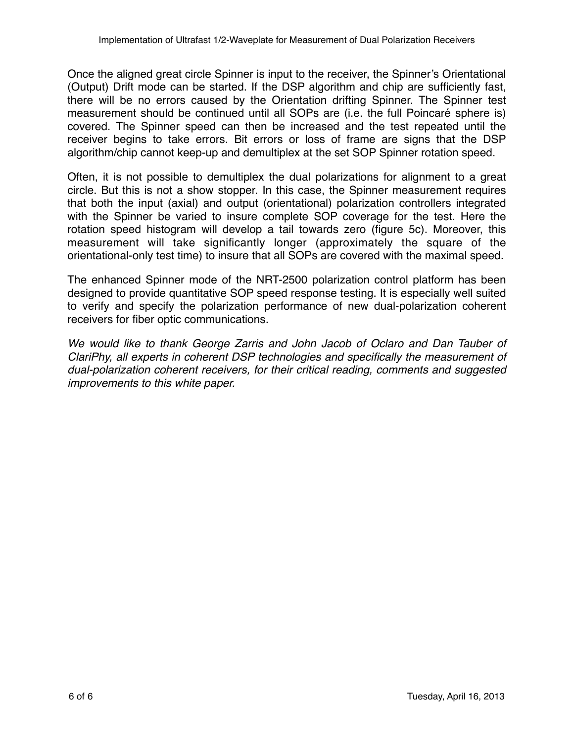Once the aligned great circle Spinner is input to the receiver, the Spinner's Orientational (Output) Drift mode can be started. If the DSP algorithm and chip are sufficiently fast, there will be no errors caused by the Orientation drifting Spinner. The Spinner test measurement should be continued until all SOPs are (i.e. the full Poincaré sphere is) covered. The Spinner speed can then be increased and the test repeated until the receiver begins to take errors. Bit errors or loss of frame are signs that the DSP algorithm/chip cannot keep-up and demultiplex at the set SOP Spinner rotation speed.

Often, it is not possible to demultiplex the dual polarizations for alignment to a great circle. But this is not a show stopper. In this case, the Spinner measurement requires that both the input (axial) and output (orientational) polarization controllers integrated with the Spinner be varied to insure complete SOP coverage for the test. Here the rotation speed histogram will develop a tail towards zero (figure 5c). Moreover, this measurement will take significantly longer (approximately the square of the orientational-only test time) to insure that all SOPs are covered with the maximal speed.

The enhanced Spinner mode of the NRT-2500 polarization control platform has been designed to provide quantitative SOP speed response testing. It is especially well suited to verify and specify the polarization performance of new dual-polarization coherent receivers for fiber optic communications.

*We would like to thank George Zarris and John Jacob of Oclaro and Dan Tauber of ClariPhy, all experts in coherent DSP technologies and specifically the measurement of dual-polarization coherent receivers, for their critical reading, comments and suggested improvements to this white paper.*